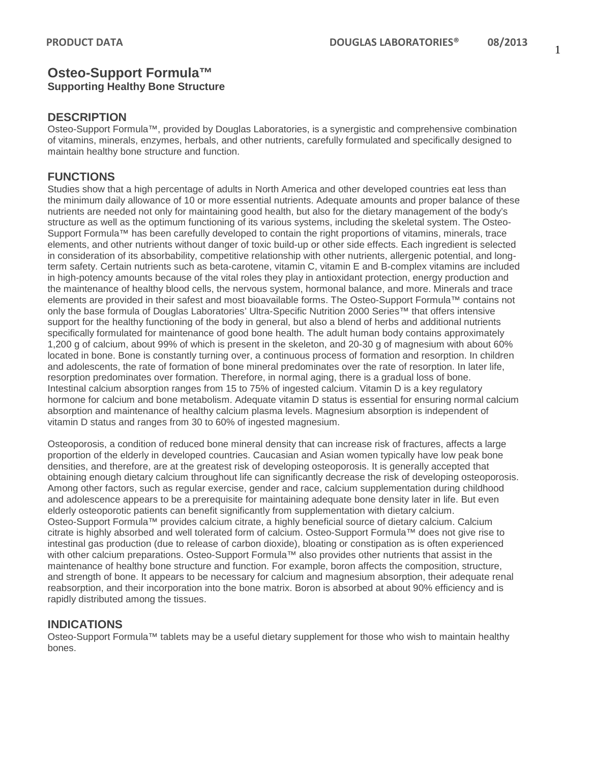# Osteo-Support Formula™

**Supporting Healthy Bone Structure**

## DESCRIPTION

Osteo-Support Formula™, provided by Douglas Laboratories, is a synergistic and comprehensive combination of vitamins, minerals, enzymes, herbals, and other nutrients, carefully formulated and specifically designed to maintain healthy bone structure and function.

## FUNCTIONS

Studies show that a high percentage of adults in North America and other developed countries eat less than the minimum daily allowance of 10 or more essential nutrients. Adequate amounts and proper balance of these nutrients are needed not only for maintaining good health, but also for the dietary management of the body's structure as well as the optimum functioning of its various systems, including the skeletal system. The Osteo-Support Formula™ has been carefully developed to contain the right proportions of vitamins, minerals, trace elements, and other nutrients without danger of toxic build-up or other side effects. Each ingredient is selected in consideration of its absorbability, competitive relationship with other nutrients, allergenic potential, and long-term safety. Certain nutrients such as beta-carotene, vitamin C, vitamin E and B-complex vitamins are included in high-potency amounts because of the vital roles they play in antioxidant protection, energy production and the maintenance of healthy blood cells, the nervous system, hormonal balance, and more. Minerals and trace elements are provided in their safest and most bioavailable forms. The Osteo-Support Formula™ contains not only the base formula of Douglas Laboratories' Ultra-Specific Nutrition 2000 Series™ that offers intensive support for the healthy functioning of the body in general, but also a blend of herbs and additional nutrients specifically formulated for maintenance of good bone health. The adult human body contains approximately 1,200 g of calcium, about 99% of which is present in the skeleton, and 20-30 g of magnesium with about 60% located in bone. Bone is constantly turning over, a continuous process of formation and resorption. In children and adolescents, the rate of formation of bone mineral predominates over the rate of resorption. In later life, resorption predominates over formation. Therefore, in normal aging, there is a gradual loss of bone. Intestinal calcium absorption ranges from 15 to 75% of ingested calcium. Vitamin D is a key regulatory hormone for calcium and bone metabolism. Adequate vitamin D status is essential for ensuring normal calcium absorption and maintenance of healthy calcium plasma levels. Magnesium absorption is independent of vitamin D status and ranges from 30 to 60% of ingested magnesium.

Osteoporosis, a condition of reduced bone mineral density that can increase risk of fractures, affects a large proportion of the elderly in developed countries. Caucasian and Asian women typically have low peak bone densities, and therefore, are at the greatest risk of developing osteoporosis. It is generally accepted that obtaining enough dietary calcium throughout life can significantly decrease the risk of developing osteoporosis. Among other factors, such as regular exercise, gender and race, calcium supplementation during childhood and adolescence appears to be a prerequisite for maintaining adequate bone density later in life. But even elderly osteoporotic patients can benefit significantly from supplementation with dietary calcium. Osteo-Support Formula™ provides calcium citrate, a highly beneficial source of dietary calcium. Calcium citrate is highly absorbed and well tolerated form of calcium. Osteo-Support Formula™ does not give rise to intestinal gas production (due to release of carbon dioxide), bloating or constipation as is often experienced with other calcium preparations. Osteo-Support Formula™ also provides other nutrients that assist in the maintenance of healthy bone structure and function. For example, boron affects the composition, structure, and strength of bone. It appears to be necessary for calcium and magnesium absorption, their adequate renal reabsorption, and their incorporation into the bone matrix. Boron is absorbed at about 90% efficiency and is rapidly distributed among the tissues.

## INDICATIONS

Osteo-Support Formula™ tablets may be a useful dietary supplement for those who wish to maintain healthy bones.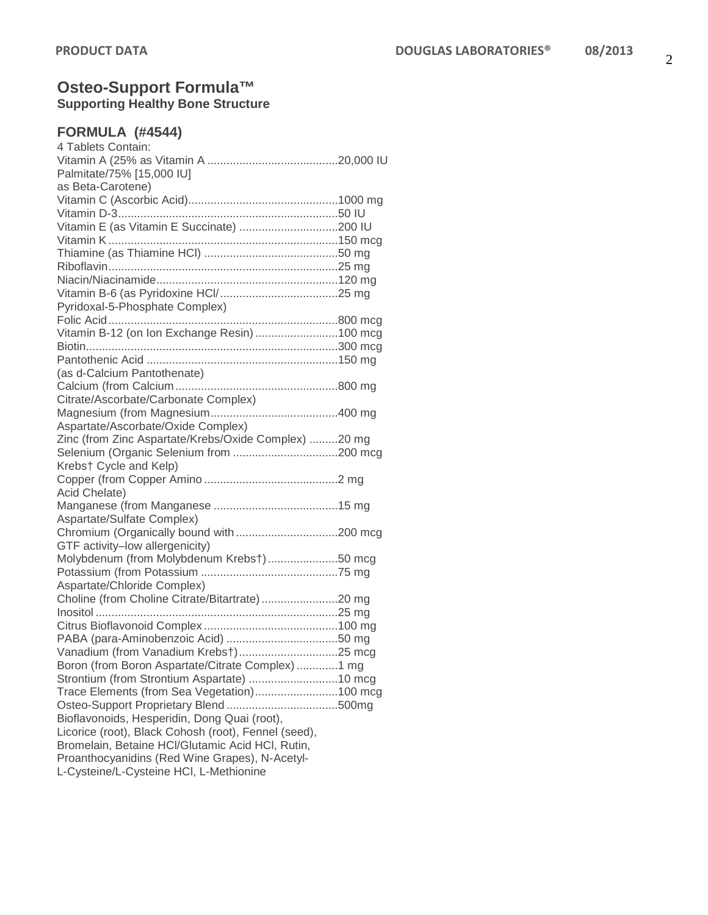# Osteo-Support Formula™

**Supporting Healthy Bone Structure**

## FORMULA (#4544)

4 Tablets Contain:

| Ingredient | Amount |
|---|---|
| Vitamin A (25% as Vitamin A Palmitate/75% [15,000 IU] as Beta-Carotene) | 20,000 IU |
| Vitamin C (Ascorbic Acid) | 1000 mg |
| Vitamin D-3 | 50 IU |
| Vitamin E (as Vitamin E Succinate) | 200 IU |
| Vitamin K | 150 mcg |
| Thiamine (as Thiamine HCl) | 50 mg |
| Riboflavin | 25 mg |
| Niacin/Niacinamide | 120 mg |
| Vitamin B-6 (as Pyridoxine HCl/ Pyridoxal-5-Phosphate Complex) | 25 mg |
| Folic Acid | 800 mcg |
| Vitamin B-12 (on Ion Exchange Resin) | 100 mcg |
| Biotin | 300 mcg |
| Pantothenic Acid (as d-Calcium Pantothenate) | 150 mg |
| Calcium (from Calcium Citrate/Ascorbate/Carbonate Complex) | 800 mg |
| Magnesium (from Magnesium Aspartate/Ascorbate/Oxide Complex) | 400 mg |
| Zinc (from Zinc Aspartate/Krebs/Oxide Complex) | 20 mg |
| Selenium (Organic Selenium from Krebs† Cycle and Kelp) | 200 mcg |
| Copper (from Copper Amino Acid Chelate) | 2 mg |
| Manganese (from Manganese Aspartate/Sulfate Complex) | 15 mg |
| Chromium (Organically bound with GTF activity–low allergenicity) | 200 mcg |
| Molybdenum (from Molybdenum Krebs†) | 50 mcg |
| Potassium (from Potassium Aspartate/Chloride Complex) | 75 mg |
| Choline (from Choline Citrate/Bitartrate) | 20 mg |
| Inositol | 25 mg |
| Citrus Bioflavonoid Complex | 100 mg |
| PABA (para-Aminobenzoic Acid) | 50 mg |
| Vanadium (from Vanadium Krebs†) | 25 mcg |
| Boron (from Boron Aspartate/Citrate Complex) | 1 mg |
| Strontium (from Strontium Aspartate) | 10 mcg |
| Trace Elements (from Sea Vegetation) | 100 mcg |
| Osteo-Support Proprietary Blend | 500mg |

Bioflavonoids, Hesperidin, Dong Quai (root), Licorice (root), Black Cohosh (root), Fennel (seed), Bromelain, Betaine HCl/Glutamic Acid HCl, Rutin, Proanthocyanidins (Red Wine Grapes), N-Acetyl-L-Cysteine/L-Cysteine HCl, L-Methionine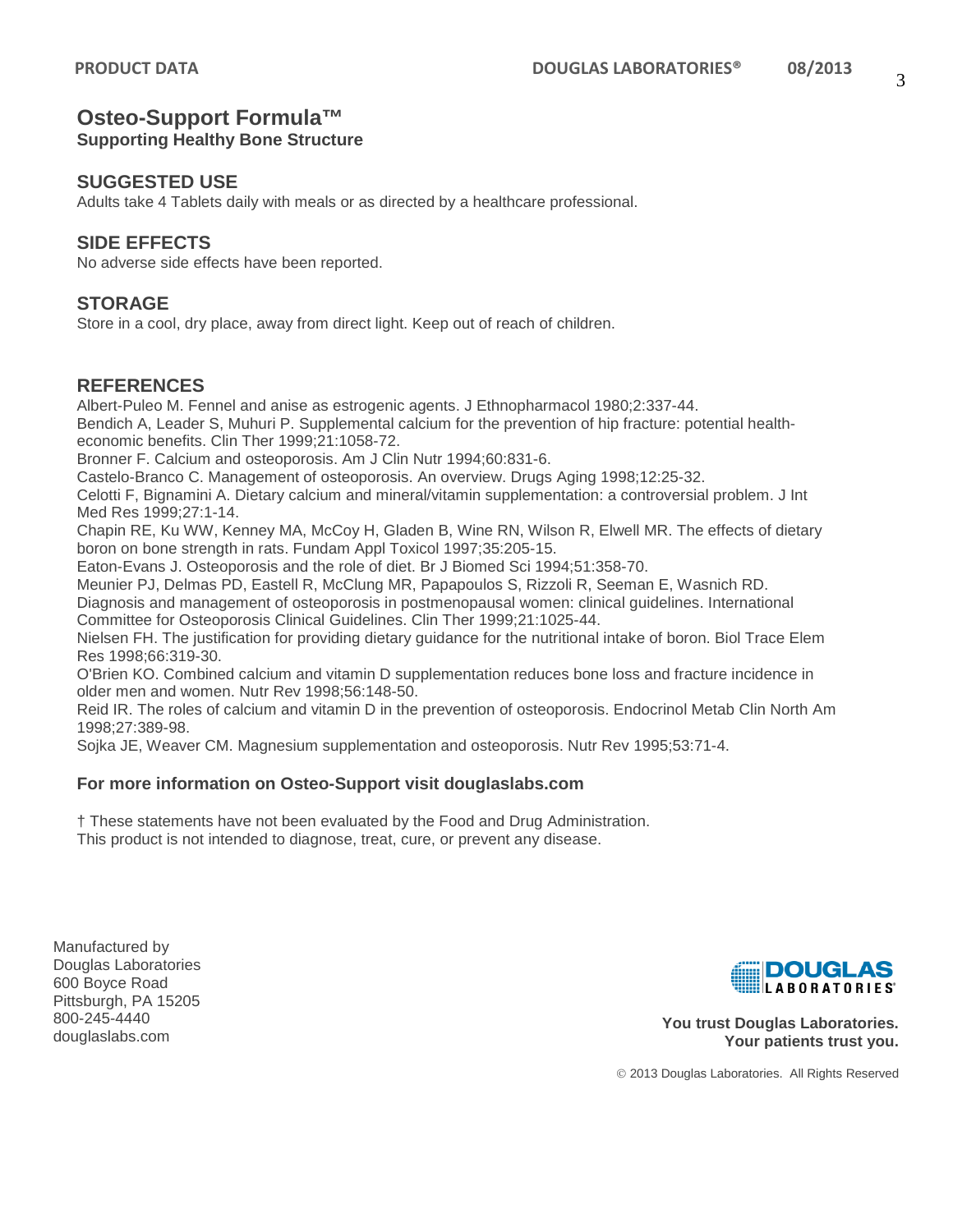# Osteo-Support Formula™

**Supporting Healthy Bone Structure**

## SUGGESTED USE

Adults take 4 Tablets daily with meals or as directed by a healthcare professional.

## SIDE EFFECTS

No adverse side effects have been reported.

## STORAGE

Store in a cool, dry place, away from direct light. Keep out of reach of children.

## REFERENCES

Albert-Puleo M. Fennel and anise as estrogenic agents. J Ethnopharmacol 1980;2:337-44.

Bendich A, Leader S, Muhuri P. Supplemental calcium for the prevention of hip fracture: potential health-economic benefits. Clin Ther 1999;21:1058-72.

Bronner F. Calcium and osteoporosis. Am J Clin Nutr 1994;60:831-6.

Castelo-Branco C. Management of osteoporosis. An overview. Drugs Aging 1998;12:25-32.

Celotti F, Bignamini A. Dietary calcium and mineral/vitamin supplementation: a controversial problem. J Int Med Res 1999;27:1-14.

Chapin RE, Ku WW, Kenney MA, McCoy H, Gladen B, Wine RN, Wilson R, Elwell MR. The effects of dietary boron on bone strength in rats. Fundam Appl Toxicol 1997;35:205-15.

Eaton-Evans J. Osteoporosis and the role of diet. Br J Biomed Sci 1994;51:358-70.

Meunier PJ, Delmas PD, Eastell R, McClung MR, Papapoulos S, Rizzoli R, Seeman E, Wasnich RD. Diagnosis and management of osteoporosis in postmenopausal women: clinical guidelines. International Committee for Osteoporosis Clinical Guidelines. Clin Ther 1999;21:1025-44.

Nielsen FH. The justification for providing dietary guidance for the nutritional intake of boron. Biol Trace Elem Res 1998;66:319-30.

O'Brien KO. Combined calcium and vitamin D supplementation reduces bone loss and fracture incidence in older men and women. Nutr Rev 1998;56:148-50.

Reid IR. The roles of calcium and vitamin D in the prevention of osteoporosis. Endocrinol Metab Clin North Am 1998;27:389-98.

Sojka JE, Weaver CM. Magnesium supplementation and osteoporosis. Nutr Rev 1995;53:71-4.

**For more information on Osteo-Support visit douglaslabs.com**

† These statements have not been evaluated by the Food and Drug Administration.
This product is not intended to diagnose, treat, cure, or prevent any disease.

Manufactured by
Douglas Laboratories
600 Boyce Road
Pittsburgh, PA 15205
800-245-4440
douglaslabs.com

**You trust Douglas Laboratories.
Your patients trust you.**

© 2013 Douglas Laboratories. All Rights Reserved